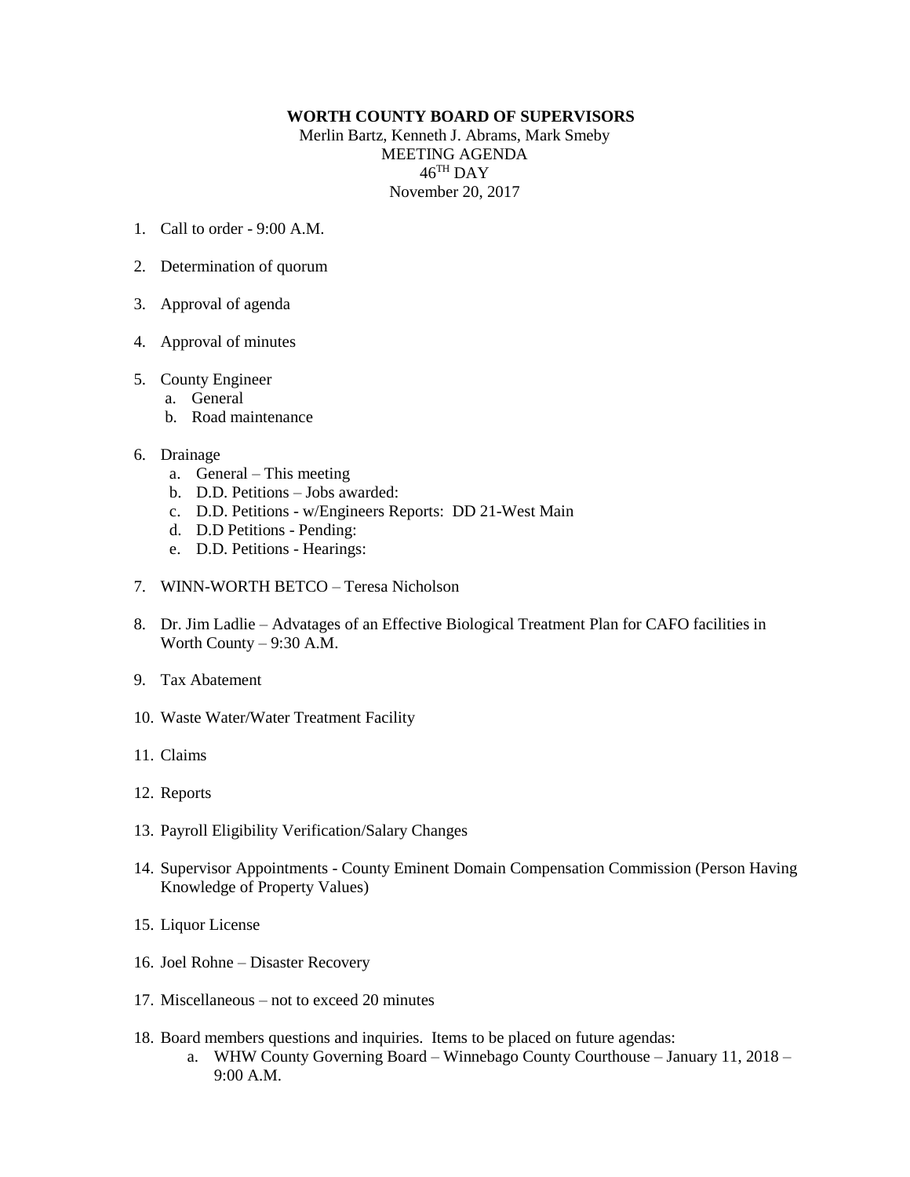**WORTH COUNTY BOARD OF SUPERVISORS**

Merlin Bartz, Kenneth J. Abrams, Mark Smeby

MEETING AGENDA

46TH DAY

November 20, 2017

1. Call to order - 9:00 A.M.

2. Determination of quorum

3. Approval of agenda

4. Approval of minutes

5. County Engineer
   a. General
   b. Road maintenance

6. Drainage
   a. General – This meeting
   b. D.D. Petitions – Jobs awarded:
   c. D.D. Petitions - w/Engineers Reports: DD 21-West Main
   d. D.D Petitions - Pending:
   e. D.D. Petitions - Hearings:

7. WINN-WORTH BETCO – Teresa Nicholson

8. Dr. Jim Ladlie – Advatages of an Effective Biological Treatment Plan for CAFO facilities in Worth County – 9:30 A.M.

9. Tax Abatement

10. Waste Water/Water Treatment Facility

11. Claims

12. Reports

13. Payroll Eligibility Verification/Salary Changes

14. Supervisor Appointments - County Eminent Domain Compensation Commission (Person Having Knowledge of Property Values)

15. Liquor License

16. Joel Rohne – Disaster Recovery

17. Miscellaneous – not to exceed 20 minutes

18. Board members questions and inquiries. Items to be placed on future agendas:
    a. WHW County Governing Board – Winnebago County Courthouse – January 11, 2018 – 9:00 A.M.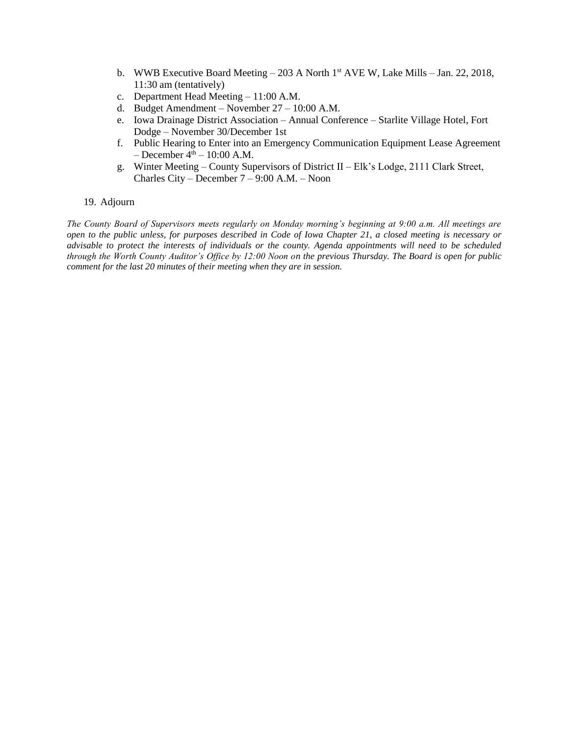b. WWB Executive Board Meeting – 203 A North 1st AVE W, Lake Mills – Jan. 22, 2018, 11:30 am (tentatively)
c. Department Head Meeting – 11:00 A.M.
d. Budget Amendment – November 27 – 10:00 A.M.
e. Iowa Drainage District Association – Annual Conference – Starlite Village Hotel, Fort Dodge – November 30/December 1st
f. Public Hearing to Enter into an Emergency Communication Equipment Lease Agreement – December 4th – 10:00 A.M.
g. Winter Meeting – County Supervisors of District II – Elk's Lodge, 2111 Clark Street, Charles City – December 7 – 9:00 A.M. – Noon

19. Adjourn

*The County Board of Supervisors meets regularly on Monday morning's beginning at 9:00 a.m. All meetings are open to the public unless, for purposes described in Code of Iowa Chapter 21, a closed meeting is necessary or advisable to protect the interests of individuals or the county. Agenda appointments will need to be scheduled through the Worth County Auditor's Office by 12:00 Noon on the previous Thursday. The Board is open for public comment for the last 20 minutes of their meeting when they are in session.*